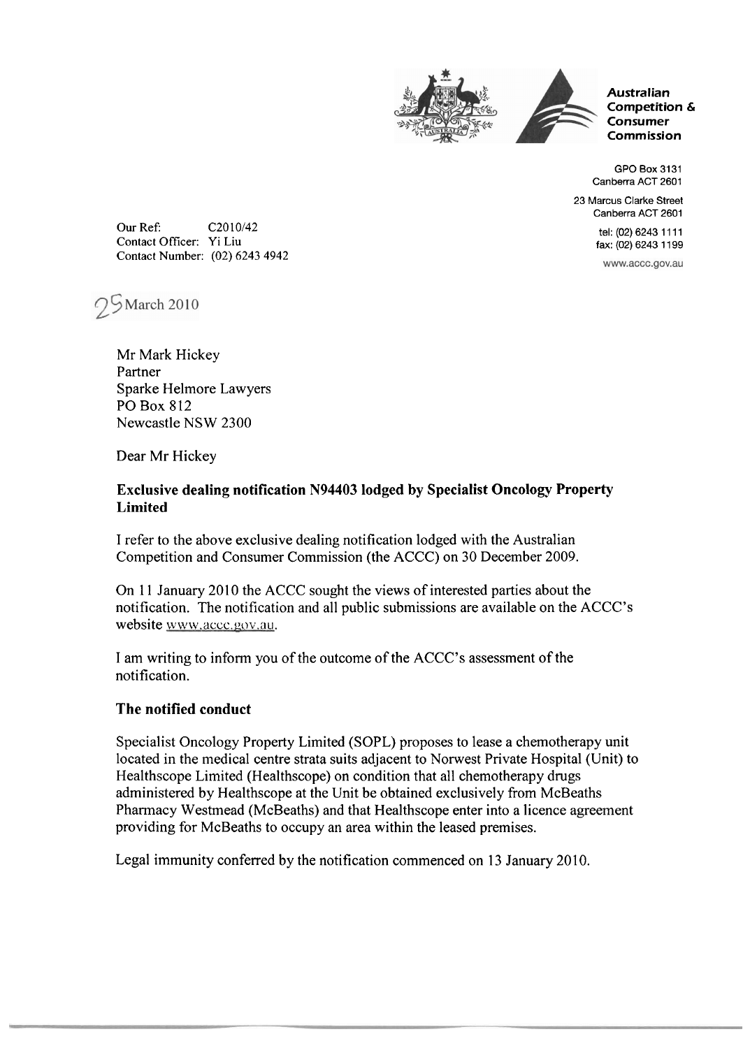**Australian Competition & Consumer Commission**

GPO Box 3131
Canberra ACT 2601

23 Marcus Clarke Street
Canberra ACT 2601

tel: (02) 6243 1111
fax: (02) 6243 1199

www.accc.gov.au

Our Ref: C2010/42
Contact Officer: Yi Liu
Contact Number: (02) 6243 4942

25 March 2010

Mr Mark Hickey
Partner
Sparke Helmore Lawyers
PO Box 812
Newcastle NSW 2300

Dear Mr Hickey

**Exclusive dealing notification N94403 lodged by Specialist Oncology Property Limited**

I refer to the above exclusive dealing notification lodged with the Australian Competition and Consumer Commission (the ACCC) on 30 December 2009.

On 11 January 2010 the ACCC sought the views of interested parties about the notification. The notification and all public submissions are available on the ACCC's website www.accc.gov.au.

I am writing to inform you of the outcome of the ACCC's assessment of the notification.

## The notified conduct

Specialist Oncology Property Limited (SOPL) proposes to lease a chemotherapy unit located in the medical centre strata suits adjacent to Norwest Private Hospital (Unit) to Healthscope Limited (Healthscope) on condition that all chemotherapy drugs administered by Healthscope at the Unit be obtained exclusively from McBeaths Pharmacy Westmead (McBeaths) and that Healthscope enter into a licence agreement providing for McBeaths to occupy an area within the leased premises.

Legal immunity conferred by the notification commenced on 13 January 2010.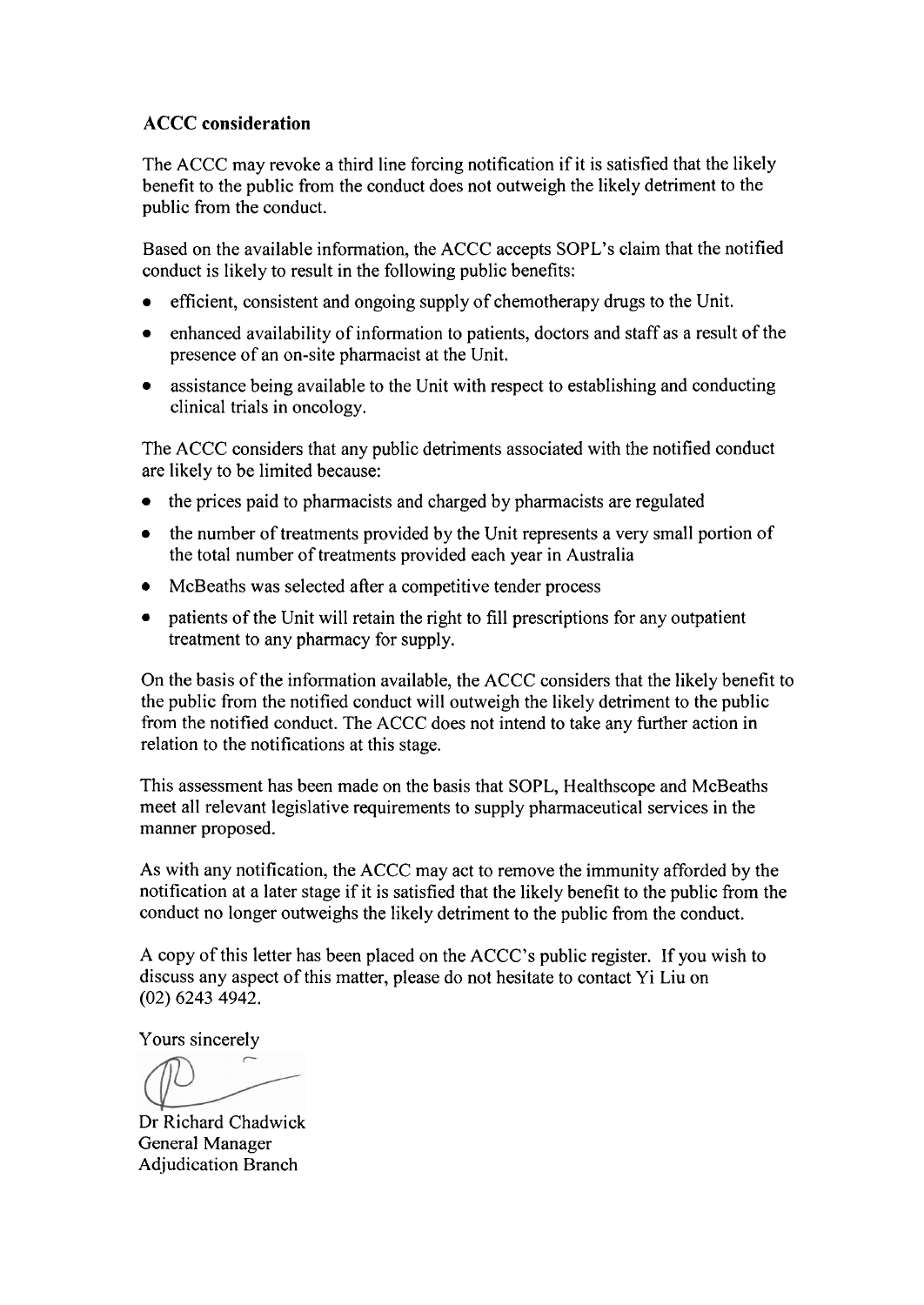**ACCC consideration**

The ACCC may revoke a third line forcing notification if it is satisfied that the likely benefit to the public from the conduct does not outweigh the likely detriment to the public from the conduct.

Based on the available information, the ACCC accepts SOPL's claim that the notified conduct is likely to result in the following public benefits:

- efficient, consistent and ongoing supply of chemotherapy drugs to the Unit.
- enhanced availability of information to patients, doctors and staff as a result of the presence of an on-site pharmacist at the Unit.
- assistance being available to the Unit with respect to establishing and conducting clinical trials in oncology.

The ACCC considers that any public detriments associated with the notified conduct are likely to be limited because:

- the prices paid to pharmacists and charged by pharmacists are regulated
- the number of treatments provided by the Unit represents a very small portion of the total number of treatments provided each year in Australia
- McBeaths was selected after a competitive tender process
- patients of the Unit will retain the right to fill prescriptions for any outpatient treatment to any pharmacy for supply.

On the basis of the information available, the ACCC considers that the likely benefit to the public from the notified conduct will outweigh the likely detriment to the public from the notified conduct. The ACCC does not intend to take any further action in relation to the notifications at this stage.

This assessment has been made on the basis that SOPL, Healthscope and McBeaths meet all relevant legislative requirements to supply pharmaceutical services in the manner proposed.

As with any notification, the ACCC may act to remove the immunity afforded by the notification at a later stage if it is satisfied that the likely benefit to the public from the conduct no longer outweighs the likely detriment to the public from the conduct.

A copy of this letter has been placed on the ACCC's public register. If you wish to discuss any aspect of this matter, please do not hesitate to contact Yi Liu on (02) 6243 4942.

Yours sincerely

Dr Richard Chadwick
General Manager
Adjudication Branch